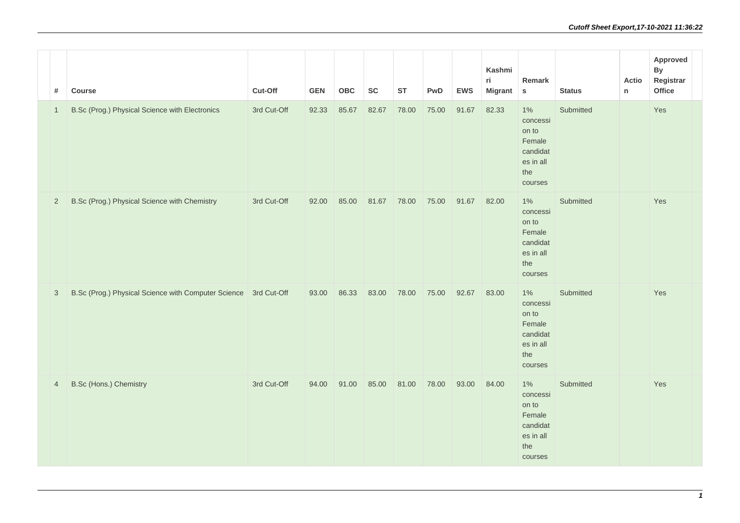| # | Course | Cut-Off | GEN | OBC | SC | ST | PwD | EWS | Kashmiri Migrant | Remarks | Status | Action | Approved By Registrar Office |
|---|---|---|---|---|---|---|---|---|---|---|---|---|---|
| 1 | B.Sc (Prog.) Physical Science with Electronics | 3rd Cut-Off | 92.33 | 85.67 | 82.67 | 78.00 | 75.00 | 91.67 | 82.33 | 1% concession to Female candidates in all the courses | Submitted | | Yes |
| 2 | B.Sc (Prog.) Physical Science with Chemistry | 3rd Cut-Off | 92.00 | 85.00 | 81.67 | 78.00 | 75.00 | 91.67 | 82.00 | 1% concession to Female candidates in all the courses | Submitted | | Yes |
| 3 | B.Sc (Prog.) Physical Science with Computer Science | 3rd Cut-Off | 93.00 | 86.33 | 83.00 | 78.00 | 75.00 | 92.67 | 83.00 | 1% concession to Female candidates in all the courses | Submitted | | Yes |
| 4 | B.Sc (Hons.) Chemistry | 3rd Cut-Off | 94.00 | 91.00 | 85.00 | 81.00 | 78.00 | 93.00 | 84.00 | 1% concession to Female candidates in all the courses | Submitted | | Yes |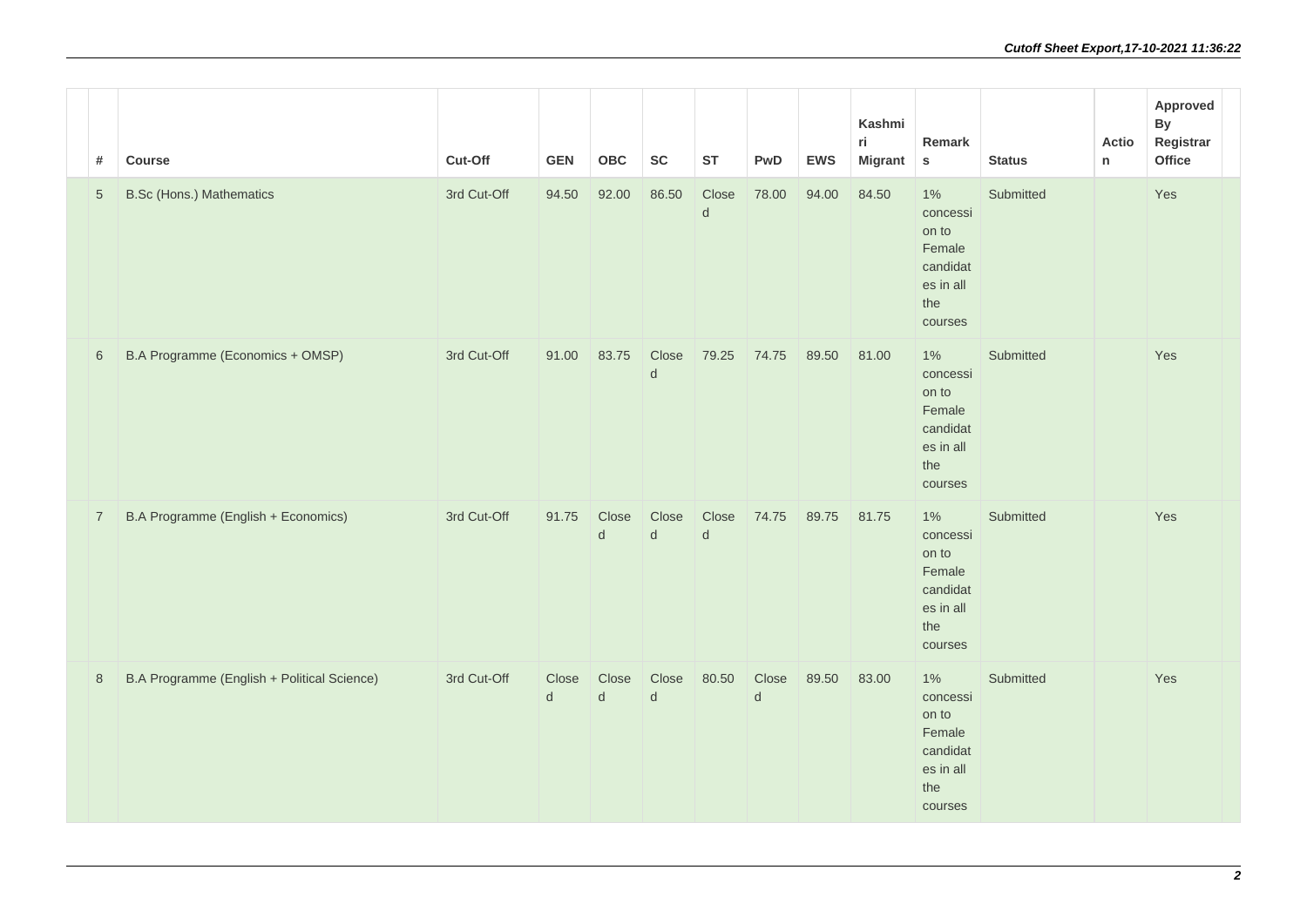| # | Course | Cut-Off | GEN | OBC | SC | ST | PwD | EWS | Kashmiri Migrant | Remarks | Status | Action | Approved By Registrar Office |
|---|---|---|---|---|---|---|---|---|---|---|---|---|---|
| 5 | B.Sc (Hons.) Mathematics | 3rd Cut-Off | 94.50 | 92.00 | 86.50 | Closed | 78.00 | 94.00 | 84.50 | 1% concession to Female candidates in all the courses | Submitted | | Yes |
| 6 | B.A Programme (Economics + OMSP) | 3rd Cut-Off | 91.00 | 83.75 | Closed | 79.25 | 74.75 | 89.50 | 81.00 | 1% concession to Female candidates in all the courses | Submitted | | Yes |
| 7 | B.A Programme (English + Economics) | 3rd Cut-Off | 91.75 | Closed | Closed | Closed | 74.75 | 89.75 | 81.75 | 1% concession to Female candidates in all the courses | Submitted | | Yes |
| 8 | B.A Programme (English + Political Science) | 3rd Cut-Off | Closed | Closed | Closed | 80.50 | Closed | 89.50 | 83.00 | 1% concession to Female candidates in all the courses | Submitted | | Yes |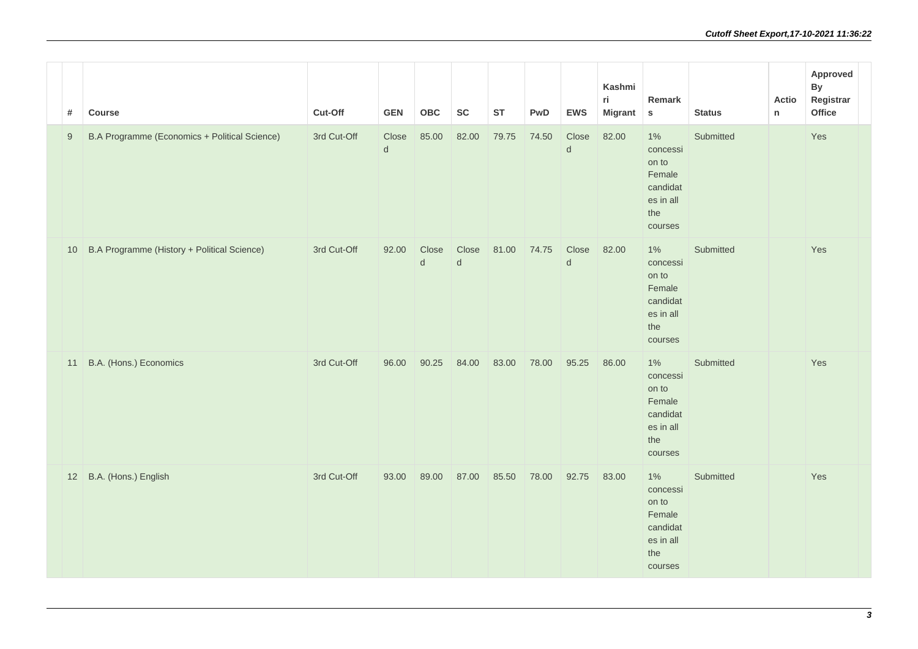| # | Course | Cut-Off | GEN | OBC | SC | ST | PwD | EWS | Kashmiri Migrant | Remarks | Status | Action | Approved By Registrar Office |
|---|---|---|---|---|---|---|---|---|---|---|---|---|---|
| 9 | B.A Programme (Economics + Political Science) | 3rd Cut-Off | Closed | 85.00 | 82.00 | 79.75 | 74.50 | Closed | 82.00 | 1% concession to Female candidates in all the courses | Submitted | | Yes |
| 10 | B.A Programme (History + Political Science) | 3rd Cut-Off | 92.00 | Closed | Closed | 81.00 | 74.75 | Closed | 82.00 | 1% concession to Female candidates in all the courses | Submitted | | Yes |
| 11 | B.A. (Hons.) Economics | 3rd Cut-Off | 96.00 | 90.25 | 84.00 | 83.00 | 78.00 | 95.25 | 86.00 | 1% concession to Female candidates in all the courses | Submitted | | Yes |
| 12 | B.A. (Hons.) English | 3rd Cut-Off | 93.00 | 89.00 | 87.00 | 85.50 | 78.00 | 92.75 | 83.00 | 1% concession to Female candidates in all the courses | Submitted | | Yes |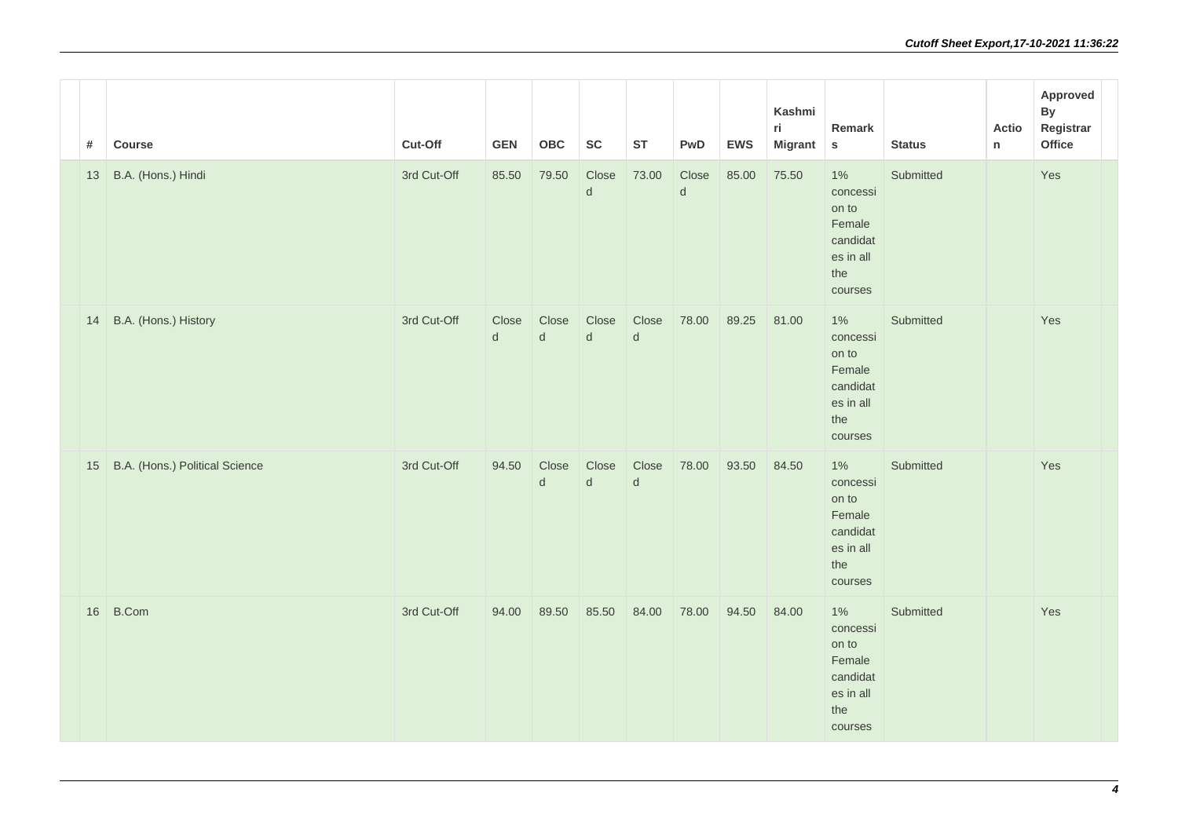| # | Course | Cut-Off | GEN | OBC | SC | ST | PwD | EWS | Kashmiri Migrant | Remarks | Status | Action | Approved By Registrar Office |
|---|---|---|---|---|---|---|---|---|---|---|---|---|---|
| 13 | B.A. (Hons.) Hindi | 3rd Cut-Off | 85.50 | 79.50 | Closed | 73.00 | Closed | 85.00 | 75.50 | 1% concession to Female candidates in all the courses | Submitted | | Yes |
| 14 | B.A. (Hons.) History | 3rd Cut-Off | Closed | Closed | Closed | Closed | 78.00 | 89.25 | 81.00 | 1% concession to Female candidates in all the courses | Submitted | | Yes |
| 15 | B.A. (Hons.) Political Science | 3rd Cut-Off | 94.50 | Closed | Closed | Closed | 78.00 | 93.50 | 84.50 | 1% concession to Female candidates in all the courses | Submitted | | Yes |
| 16 | B.Com | 3rd Cut-Off | 94.00 | 89.50 | 85.50 | 84.00 | 78.00 | 94.50 | 84.00 | 1% concession to Female candidates in all the courses | Submitted | | Yes |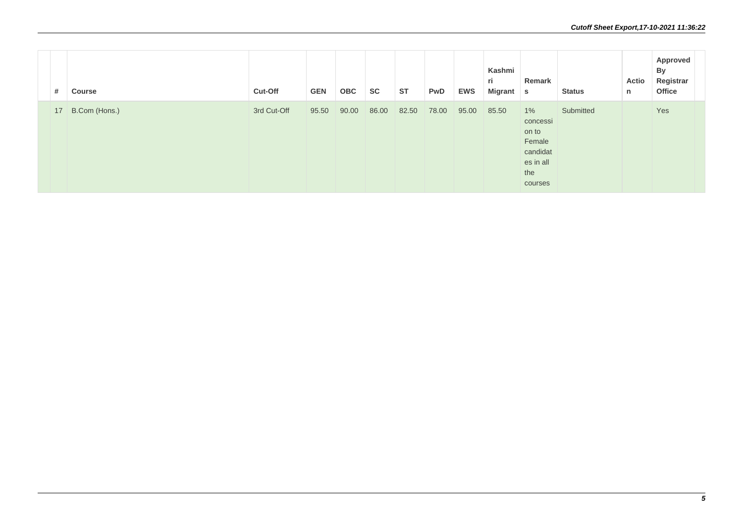| # | Course | Cut-Off | GEN | OBC | SC | ST | PwD | EWS | Kashmiri Migrant | Remarks | Status | Action | Approved By Registrar Office |
|---|---|---|---|---|---|---|---|---|---|---|---|---|---|
| 17 | B.Com (Hons.) | 3rd Cut-Off | 95.50 | 90.00 | 86.00 | 82.50 | 78.00 | 95.00 | 85.50 | 1% concession to Female candidates in all the courses | Submitted | | Yes |